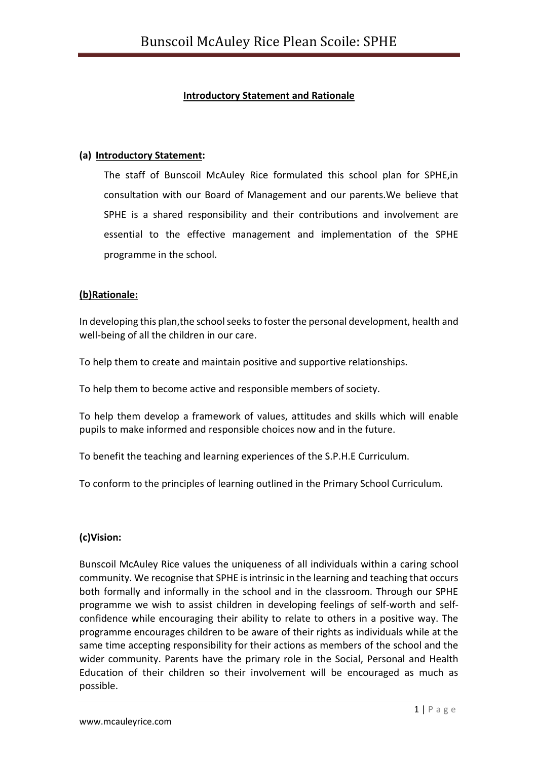## Introductory Statement and Rationale

### (a) Introductory Statement:

The staff of Bunscoil McAuley Rice formulated this school plan for SPHE,in consultation with our Board of Management and our parents.We believe that SPHE is a shared responsibility and their contributions and involvement are essential to the effective management and implementation of the SPHE programme in the school.

### (b)Rationale:

In developing this plan,the school seeks to foster the personal development, health and well-being of all the children in our care.

To help them to create and maintain positive and supportive relationships.

To help them to become active and responsible members of society.

To help them develop a framework of values, attitudes and skills which will enable pupils to make informed and responsible choices now and in the future.

To benefit the teaching and learning experiences of the S.P.H.E Curriculum.

To conform to the principles of learning outlined in the Primary School Curriculum.

### (c)Vision:

Bunscoil McAuley Rice values the uniqueness of all individuals within a caring school community. We recognise that SPHE is intrinsic in the learning and teaching that occurs both formally and informally in the school and in the classroom. Through our SPHE programme we wish to assist children in developing feelings of self-worth and self-confidence while encouraging their ability to relate to others in a positive way. The programme encourages children to be aware of their rights as individuals while at the same time accepting responsibility for their actions as members of the school and the wider community. Parents have the primary role in the Social, Personal and Health Education of their children so their involvement will be encouraged as much as possible.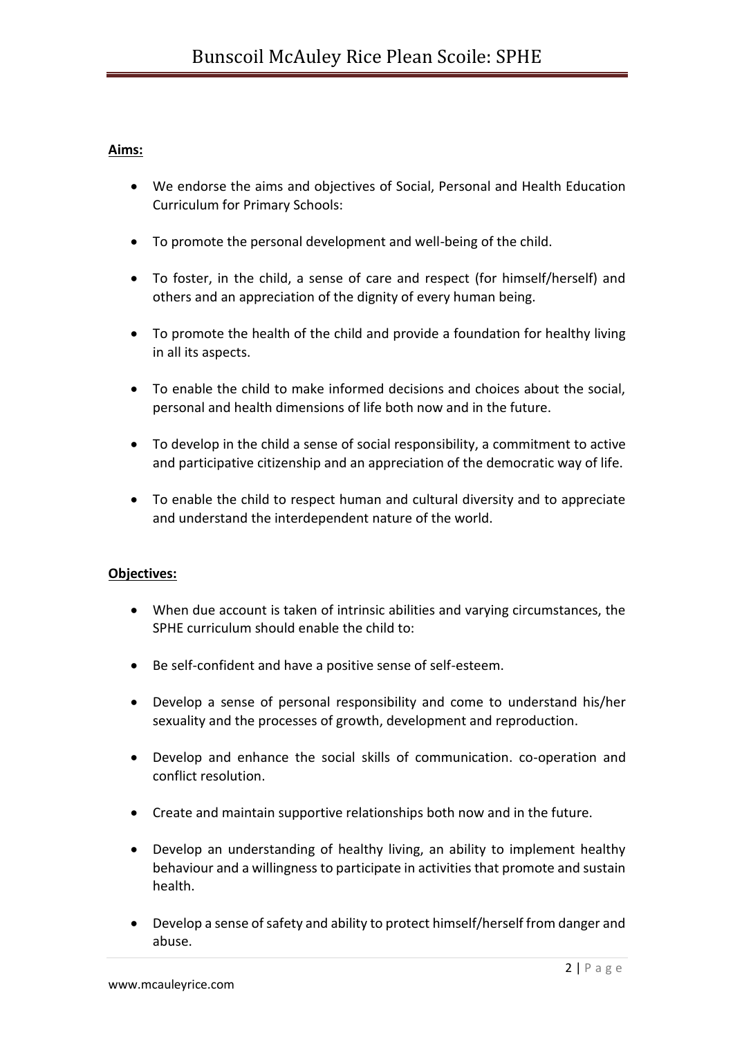**Aims:**

- We endorse the aims and objectives of Social, Personal and Health Education Curriculum for Primary Schools:
- To promote the personal development and well-being of the child.
- To foster, in the child, a sense of care and respect (for himself/herself) and others and an appreciation of the dignity of every human being.
- To promote the health of the child and provide a foundation for healthy living in all its aspects.
- To enable the child to make informed decisions and choices about the social, personal and health dimensions of life both now and in the future.
- To develop in the child a sense of social responsibility, a commitment to active and participative citizenship and an appreciation of the democratic way of life.
- To enable the child to respect human and cultural diversity and to appreciate and understand the interdependent nature of the world.

**Objectives:**

- When due account is taken of intrinsic abilities and varying circumstances, the SPHE curriculum should enable the child to:
- Be self-confident and have a positive sense of self-esteem.
- Develop a sense of personal responsibility and come to understand his/her sexuality and the processes of growth, development and reproduction.
- Develop and enhance the social skills of communication. co-operation and conflict resolution.
- Create and maintain supportive relationships both now and in the future.
- Develop an understanding of healthy living, an ability to implement healthy behaviour and a willingness to participate in activities that promote and sustain health.
- Develop a sense of safety and ability to protect himself/herself from danger and abuse.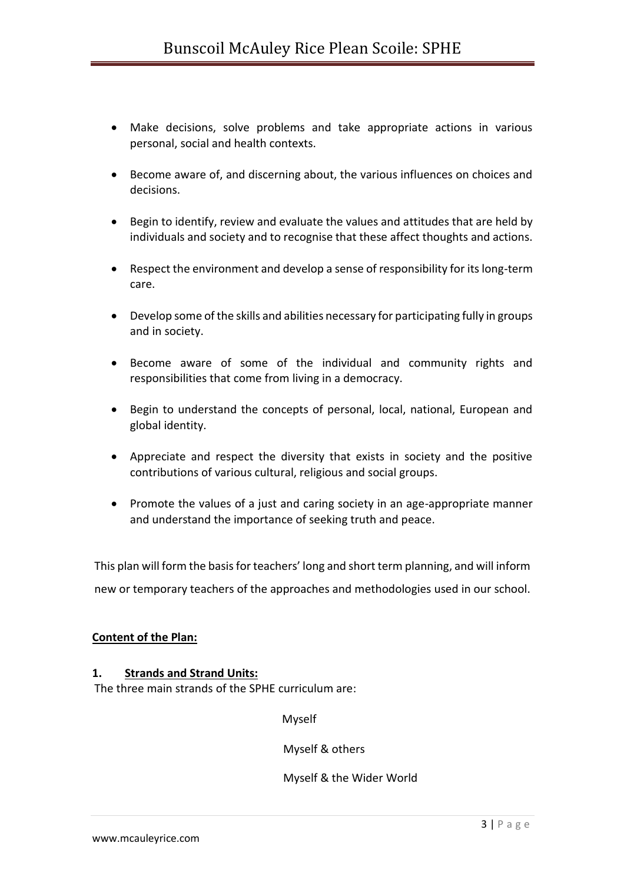- Make decisions, solve problems and take appropriate actions in various personal, social and health contexts.
- Become aware of, and discerning about, the various influences on choices and decisions.
- Begin to identify, review and evaluate the values and attitudes that are held by individuals and society and to recognise that these affect thoughts and actions.
- Respect the environment and develop a sense of responsibility for its long-term care.
- Develop some of the skills and abilities necessary for participating fully in groups and in society.
- Become aware of some of the individual and community rights and responsibilities that come from living in a democracy.
- Begin to understand the concepts of personal, local, national, European and global identity.
- Appreciate and respect the diversity that exists in society and the positive contributions of various cultural, religious and social groups.
- Promote the values of a just and caring society in an age-appropriate manner and understand the importance of seeking truth and peace.

This plan will form the basis for teachers' long and short term planning, and will inform new or temporary teachers of the approaches and methodologies used in our school.

**Content of the Plan:**

**1. Strands and Strand Units:**

The three main strands of the SPHE curriculum are:

Myself

Myself & others

Myself & the Wider World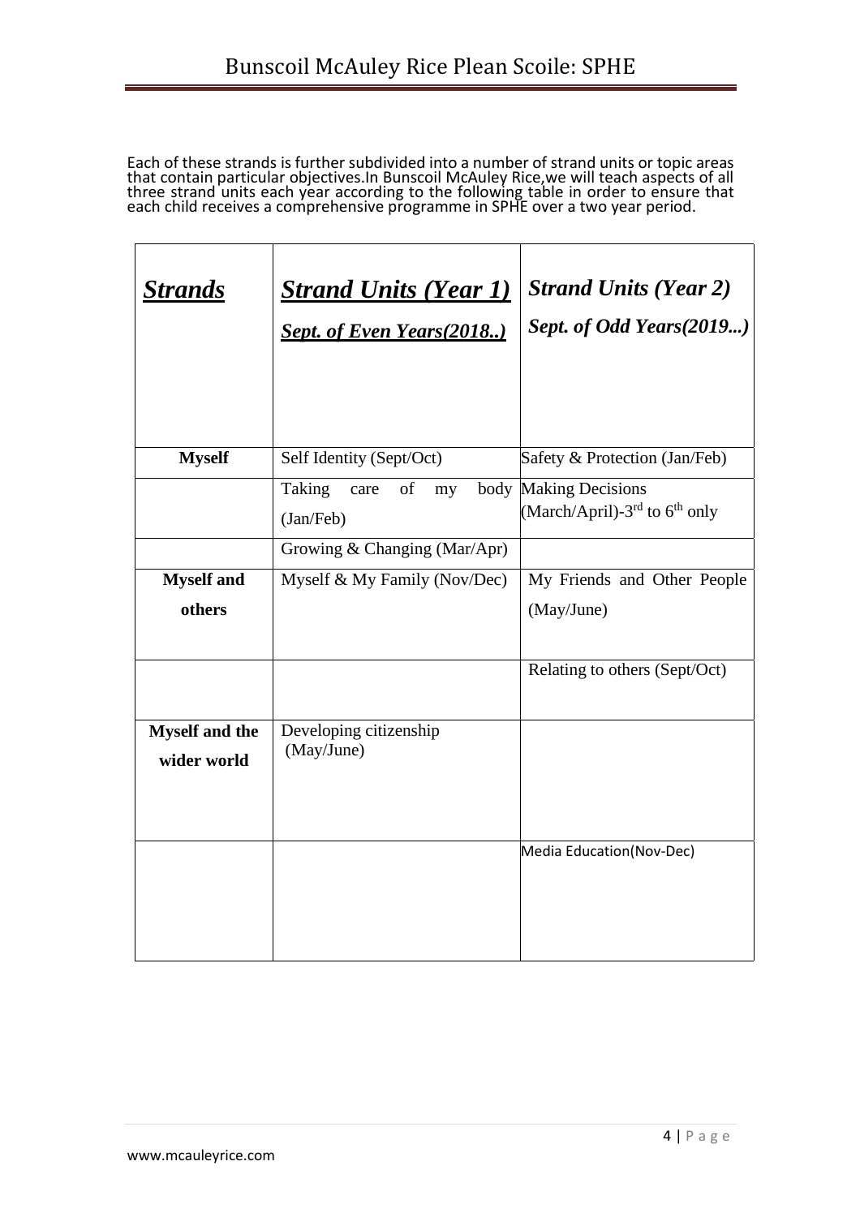Each of these strands is further subdivided into a number of strand units or topic areas that contain particular objectives.In Bunscoil McAuley Rice,we will teach aspects of all three strand units each year according to the following table in order to ensure that each child receives a comprehensive programme in SPHE over a two year period.

| ***Strands*** | ***Strand Units (Year 1)*** ***Sept. of Even Years(2018..)*** | ***Strand Units (Year 2)*** ***Sept. of Odd Years(2019...)*** |
|---|---|---|
| **Myself** | Self Identity (Sept/Oct) | Safety & Protection (Jan/Feb) |
| | Taking care of my body (Jan/Feb) | Making Decisions (March/April)-3rd to 6th only |
| | Growing & Changing (Mar/Apr) | |
| **Myself and others** | Myself & My Family (Nov/Dec) | My Friends and Other People (May/June) |
| | | Relating to others (Sept/Oct) |
| **Myself and the wider world** | Developing citizenship (May/June) | |
| | | Media Education(Nov-Dec) |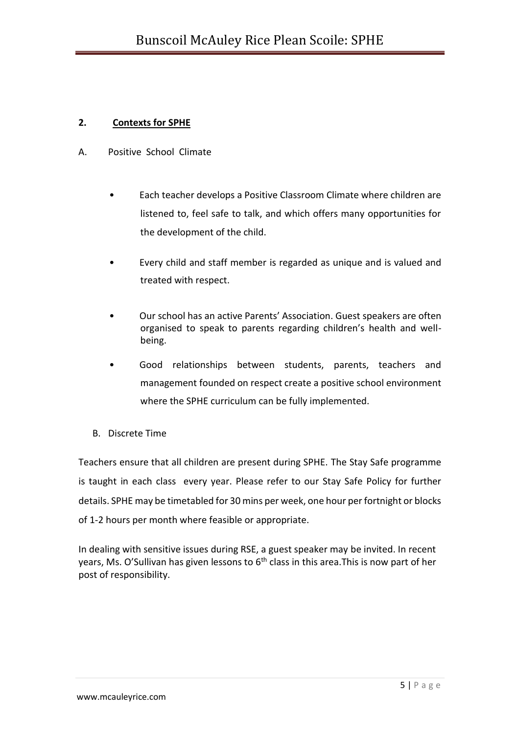## 2. Contexts for SPHE

A. Positive School Climate

- Each teacher develops a Positive Classroom Climate where children are listened to, feel safe to talk, and which offers many opportunities for the development of the child.
- Every child and staff member is regarded as unique and is valued and treated with respect.
- Our school has an active Parents' Association. Guest speakers are often organised to speak to parents regarding children's health and well-being.
- Good relationships between students, parents, teachers and management founded on respect create a positive school environment where the SPHE curriculum can be fully implemented.

B. Discrete Time

Teachers ensure that all children are present during SPHE. The Stay Safe programme is taught in each class every year. Please refer to our Stay Safe Policy for further details. SPHE may be timetabled for 30 mins per week, one hour per fortnight or blocks of 1-2 hours per month where feasible or appropriate.

In dealing with sensitive issues during RSE, a guest speaker may be invited. In recent years, Ms. O'Sullivan has given lessons to 6th class in this area.This is now part of her post of responsibility.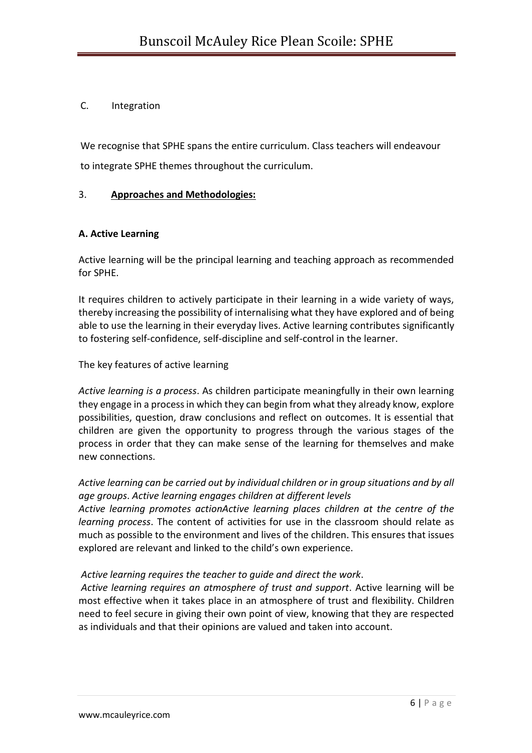C. Integration

We recognise that SPHE spans the entire curriculum. Class teachers will endeavour to integrate SPHE themes throughout the curriculum.

## 3. **Approaches and Methodologies:**

### A. Active Learning

Active learning will be the principal learning and teaching approach as recommended for SPHE.

It requires children to actively participate in their learning in a wide variety of ways, thereby increasing the possibility of internalising what they have explored and of being able to use the learning in their everyday lives. Active learning contributes significantly to fostering self-confidence, self-discipline and self-control in the learner.

The key features of active learning

*Active learning is a process*. As children participate meaningfully in their own learning they engage in a process in which they can begin from what they already know, explore possibilities, question, draw conclusions and reflect on outcomes. It is essential that children are given the opportunity to progress through the various stages of the process in order that they can make sense of the learning for themselves and make new connections.

*Active learning can be carried out by individual children or in group situations and by all age groups*. *Active learning engages children at different levels*
*Active learning promotes actionActive learning places children at the centre of the learning process*. The content of activities for use in the classroom should relate as much as possible to the environment and lives of the children. This ensures that issues explored are relevant and linked to the child's own experience.

*Active learning requires the teacher to guide and direct the work*.
*Active learning requires an atmosphere of trust and support*. Active learning will be most effective when it takes place in an atmosphere of trust and flexibility. Children need to feel secure in giving their own point of view, knowing that they are respected as individuals and that their opinions are valued and taken into account.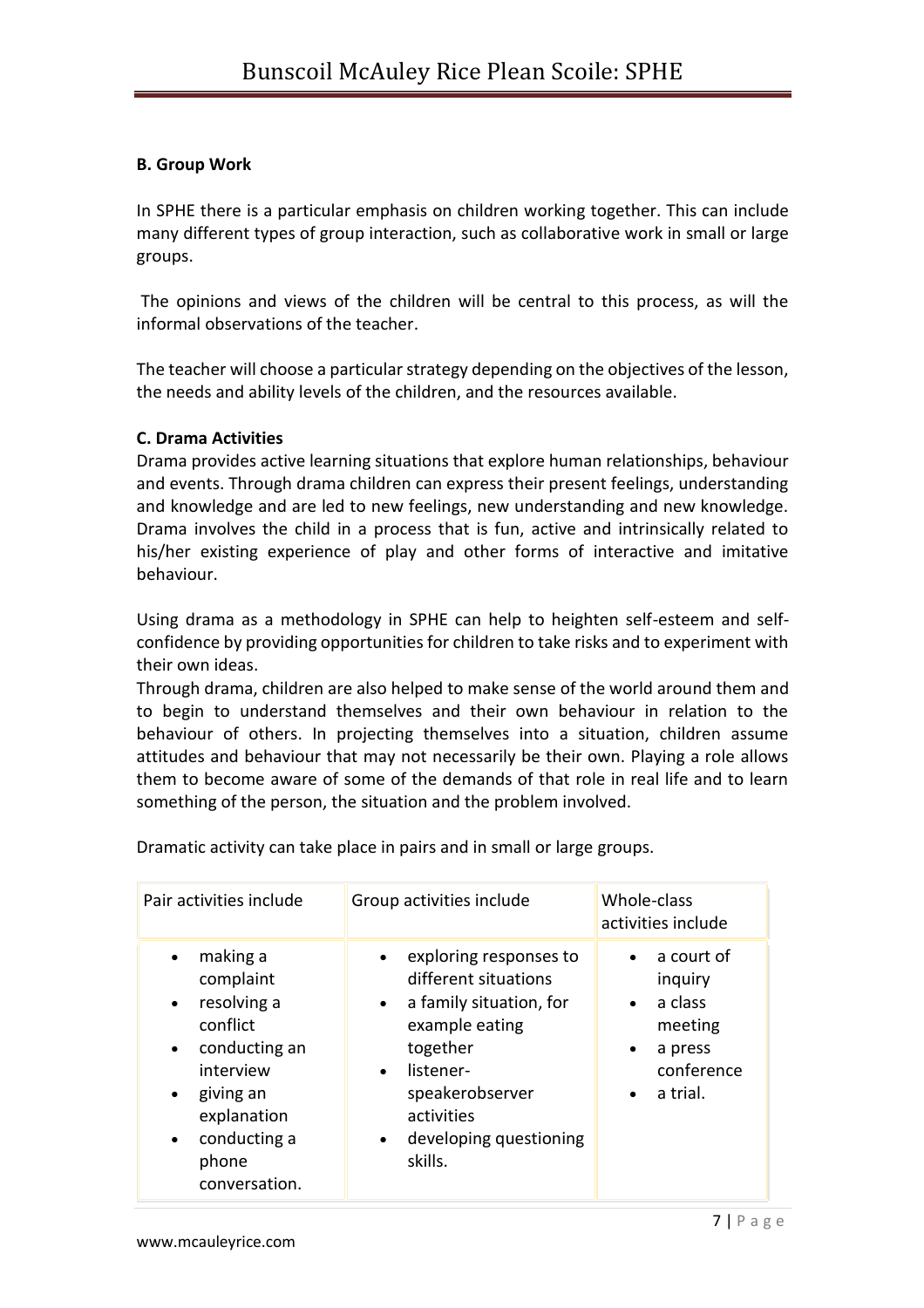### B. Group Work

In SPHE there is a particular emphasis on children working together. This can include many different types of group interaction, such as collaborative work in small or large groups.

The opinions and views of the children will be central to this process, as will the informal observations of the teacher.

The teacher will choose a particular strategy depending on the objectives of the lesson, the needs and ability levels of the children, and the resources available.

### C. Drama Activities

Drama provides active learning situations that explore human relationships, behaviour and events. Through drama children can express their present feelings, understanding and knowledge and are led to new feelings, new understanding and new knowledge. Drama involves the child in a process that is fun, active and intrinsically related to his/her existing experience of play and other forms of interactive and imitative behaviour.

Using drama as a methodology in SPHE can help to heighten self-esteem and self-confidence by providing opportunities for children to take risks and to experiment with their own ideas.

Through drama, children are also helped to make sense of the world around them and to begin to understand themselves and their own behaviour in relation to the behaviour of others. In projecting themselves into a situation, children assume attitudes and behaviour that may not necessarily be their own. Playing a role allows them to become aware of some of the demands of that role in real life and to learn something of the person, the situation and the problem involved.

Dramatic activity can take place in pairs and in small or large groups.

| Pair activities include | Group activities include | Whole-class activities include |
| --- | --- | --- |
| • making a complaint<br>• resolving a conflict<br>• conducting an interview<br>• giving an explanation<br>• conducting a phone conversation. | • exploring responses to different situations<br>• a family situation, for example eating together<br>• listener-speakerobserver activities<br>• developing questioning skills. | • a court of inquiry<br>• a class meeting<br>• a press conference<br>• a trial. |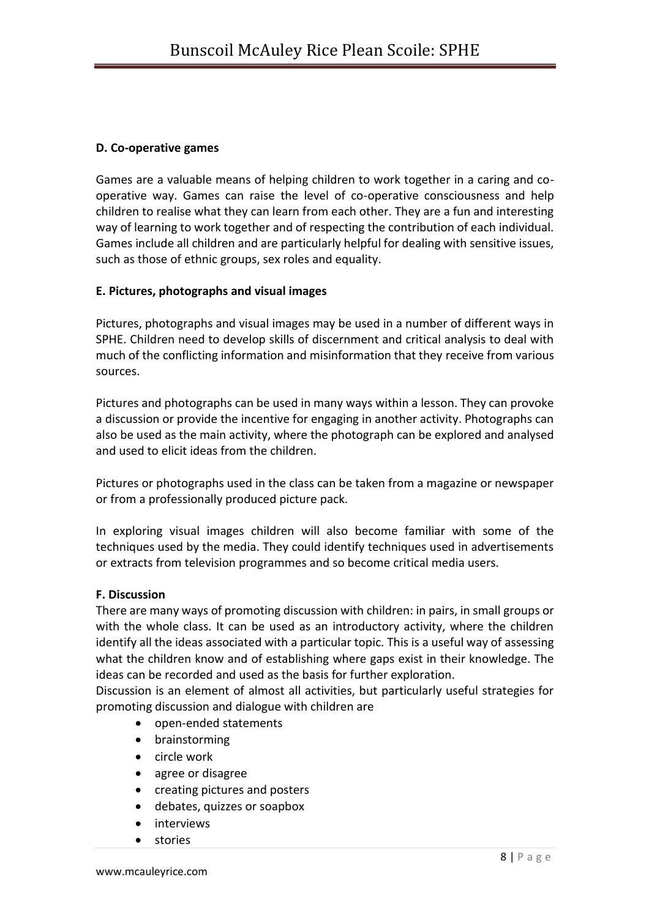### D. Co-operative games

Games are a valuable means of helping children to work together in a caring and co-operative way. Games can raise the level of co-operative consciousness and help children to realise what they can learn from each other. They are a fun and interesting way of learning to work together and of respecting the contribution of each individual. Games include all children and are particularly helpful for dealing with sensitive issues, such as those of ethnic groups, sex roles and equality.

### E. Pictures, photographs and visual images

Pictures, photographs and visual images may be used in a number of different ways in SPHE. Children need to develop skills of discernment and critical analysis to deal with much of the conflicting information and misinformation that they receive from various sources.

Pictures and photographs can be used in many ways within a lesson. They can provoke a discussion or provide the incentive for engaging in another activity. Photographs can also be used as the main activity, where the photograph can be explored and analysed and used to elicit ideas from the children.

Pictures or photographs used in the class can be taken from a magazine or newspaper or from a professionally produced picture pack.

In exploring visual images children will also become familiar with some of the techniques used by the media. They could identify techniques used in advertisements or extracts from television programmes and so become critical media users.

### F. Discussion

There are many ways of promoting discussion with children: in pairs, in small groups or with the whole class. It can be used as an introductory activity, where the children identify all the ideas associated with a particular topic. This is a useful way of assessing what the children know and of establishing where gaps exist in their knowledge. The ideas can be recorded and used as the basis for further exploration.

Discussion is an element of almost all activities, but particularly useful strategies for promoting discussion and dialogue with children are

- open-ended statements
- brainstorming
- circle work
- agree or disagree
- creating pictures and posters
- debates, quizzes or soapbox
- interviews
- stories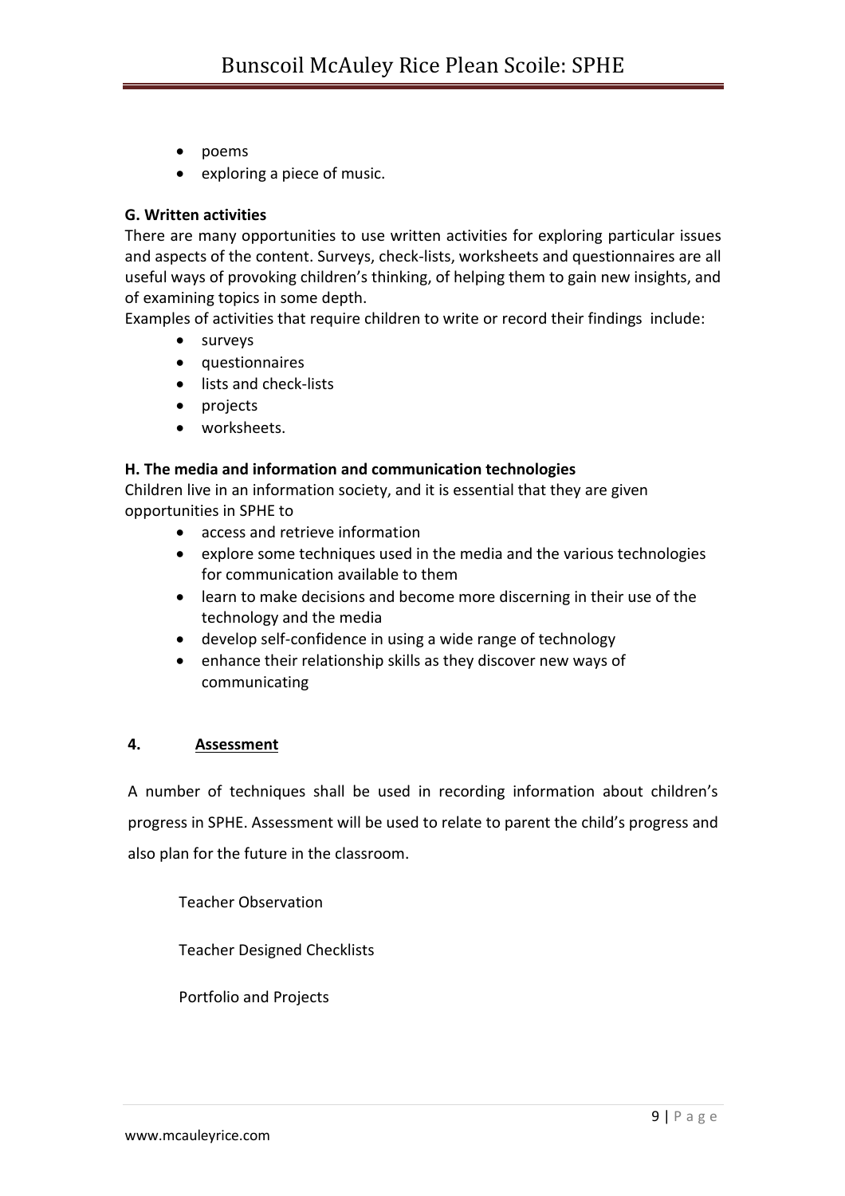- poems
- exploring a piece of music.

**G. Written activities**

There are many opportunities to use written activities for exploring particular issues and aspects of the content. Surveys, check-lists, worksheets and questionnaires are all useful ways of provoking children's thinking, of helping them to gain new insights, and of examining topics in some depth.

Examples of activities that require children to write or record their findings include:

- surveys
- questionnaires
- lists and check-lists
- projects
- worksheets.

**H. The media and information and communication technologies**

Children live in an information society, and it is essential that they are given opportunities in SPHE to

- access and retrieve information
- explore some techniques used in the media and the various technologies for communication available to them
- learn to make decisions and become more discerning in their use of the technology and the media
- develop self-confidence in using a wide range of technology
- enhance their relationship skills as they discover new ways of communicating

## 4. Assessment

A number of techniques shall be used in recording information about children's progress in SPHE. Assessment will be used to relate to parent the child's progress and also plan for the future in the classroom.

Teacher Observation

Teacher Designed Checklists

Portfolio and Projects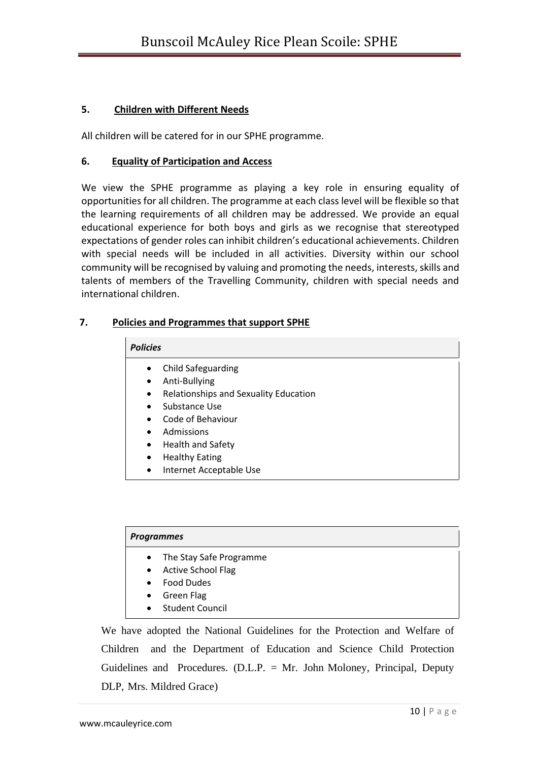## 5. Children with Different Needs

All children will be catered for in our SPHE programme.

## 6. Equality of Participation and Access

We view the SPHE programme as playing a key role in ensuring equality of opportunities for all children. The programme at each class level will be flexible so that the learning requirements of all children may be addressed. We provide an equal educational experience for both boys and girls as we recognise that stereotyped expectations of gender roles can inhibit children's educational achievements. Children with special needs will be included in all activities. Diversity within our school community will be recognised by valuing and promoting the needs, interests, skills and talents of members of the Travelling Community, children with special needs and international children.

## 7. Policies and Programmes that support SPHE

***Policies***

- Child Safeguarding
- Anti-Bullying
- Relationships and Sexuality Education
- Substance Use
- Code of Behaviour
- Admissions
- Health and Safety
- Healthy Eating
- Internet Acceptable Use

***Programmes***

- The Stay Safe Programme
- Active School Flag
- Food Dudes
- Green Flag
- Student Council

We have adopted the National Guidelines for the Protection and Welfare of Children and the Department of Education and Science Child Protection Guidelines and Procedures. (D.L.P. = Mr. John Moloney, Principal, Deputy DLP, Mrs. Mildred Grace)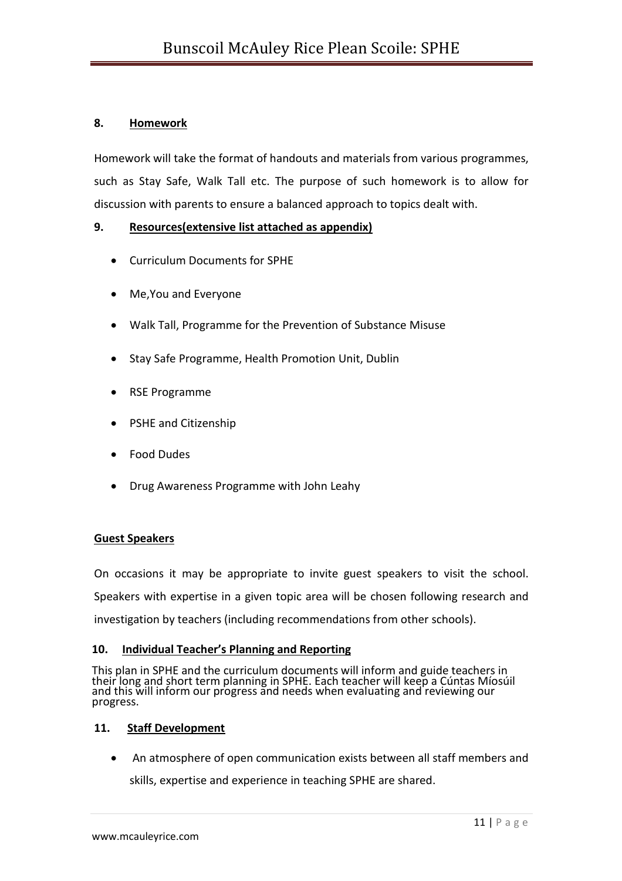## 8. Homework

Homework will take the format of handouts and materials from various programmes, such as Stay Safe, Walk Tall etc. The purpose of such homework is to allow for discussion with parents to ensure a balanced approach to topics dealt with.

## 9. Resources(extensive list attached as appendix)

- Curriculum Documents for SPHE
- Me,You and Everyone
- Walk Tall, Programme for the Prevention of Substance Misuse
- Stay Safe Programme, Health Promotion Unit, Dublin
- RSE Programme
- PSHE and Citizenship
- Food Dudes
- Drug Awareness Programme with John Leahy

### Guest Speakers

On occasions it may be appropriate to invite guest speakers to visit the school. Speakers with expertise in a given topic area will be chosen following research and investigation by teachers (including recommendations from other schools).

## 10. Individual Teacher's Planning and Reporting

This plan in SPHE and the curriculum documents will inform and guide teachers in their long and short term planning in SPHE. Each teacher will keep a Cúntas Míosúil and this will inform our progress and needs when evaluating and reviewing our progress.

## 11. Staff Development

- An atmosphere of open communication exists between all staff members and skills, expertise and experience in teaching SPHE are shared.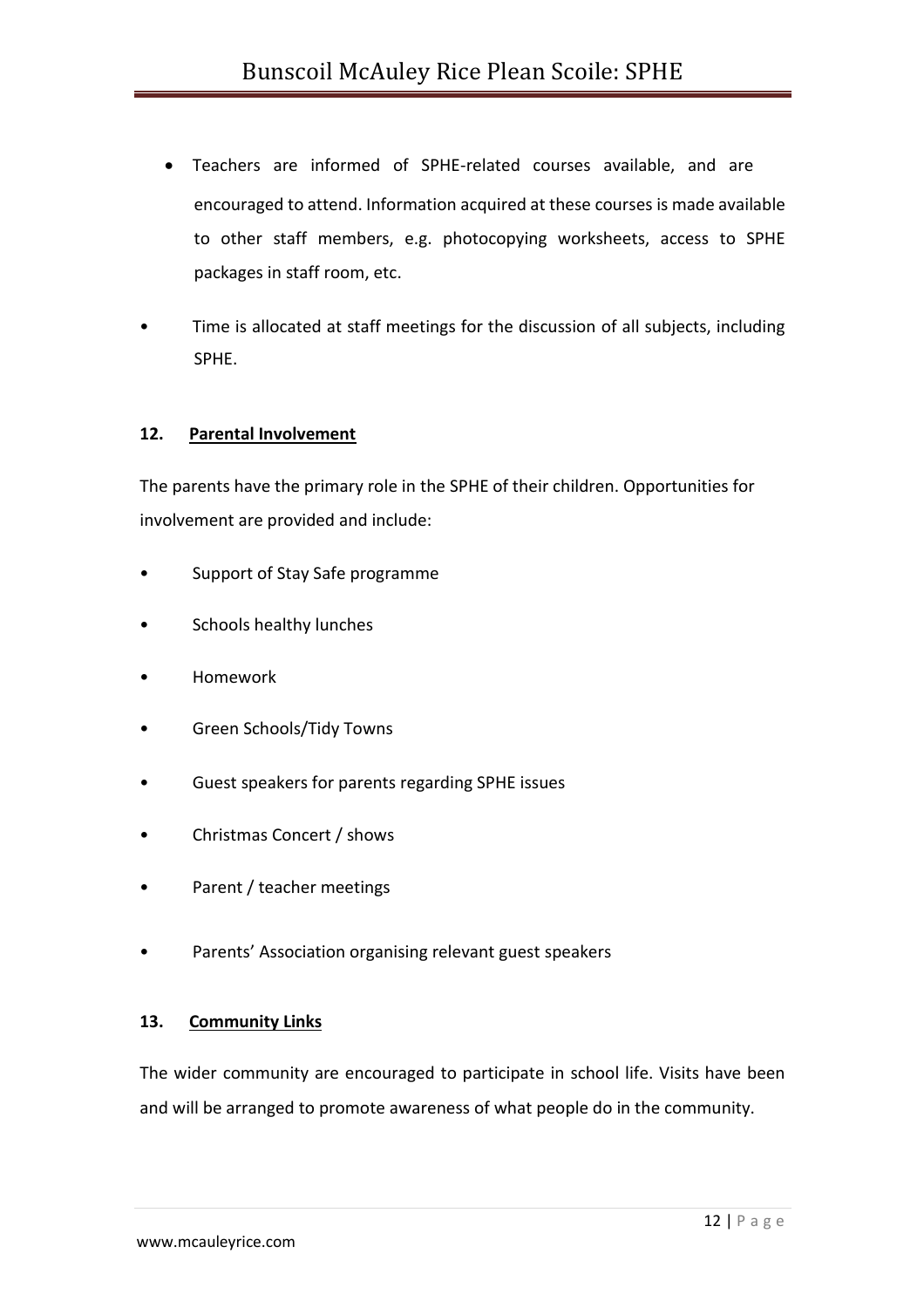- Teachers are informed of SPHE-related courses available, and are encouraged to attend. Information acquired at these courses is made available to other staff members, e.g. photocopying worksheets, access to SPHE packages in staff room, etc.
- Time is allocated at staff meetings for the discussion of all subjects, including SPHE.

## 12. Parental Involvement

The parents have the primary role in the SPHE of their children. Opportunities for involvement are provided and include:

- Support of Stay Safe programme
- Schools healthy lunches
- Homework
- Green Schools/Tidy Towns
- Guest speakers for parents regarding SPHE issues
- Christmas Concert / shows
- Parent / teacher meetings
- Parents' Association organising relevant guest speakers

## 13. Community Links

The wider community are encouraged to participate in school life. Visits have been and will be arranged to promote awareness of what people do in the community.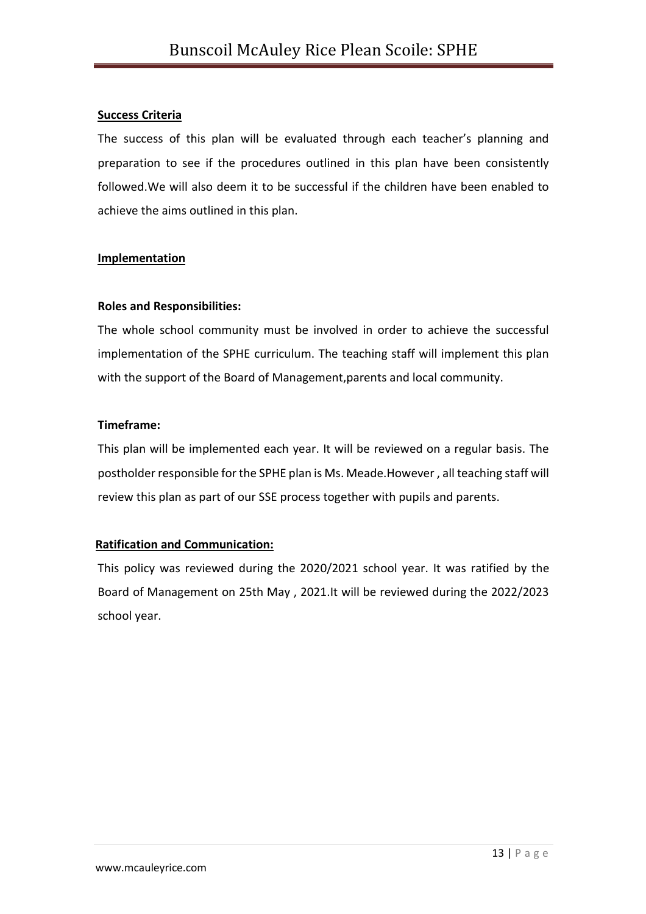## Success Criteria

The success of this plan will be evaluated through each teacher's planning and preparation to see if the procedures outlined in this plan have been consistently followed.We will also deem it to be successful if the children have been enabled to achieve the aims outlined in this plan.

## Implementation

### Roles and Responsibilities:

The whole school community must be involved in order to achieve the successful implementation of the SPHE curriculum. The teaching staff will implement this plan with the support of the Board of Management,parents and local community.

### Timeframe:

This plan will be implemented each year. It will be reviewed on a regular basis. The postholder responsible for the SPHE plan is Ms. Meade.However , all teaching staff will review this plan as part of our SSE process together with pupils and parents.

### Ratification and Communication:

This policy was reviewed during the 2020/2021 school year. It was ratified by the Board of Management on 25th May , 2021.It will be reviewed during the 2022/2023 school year.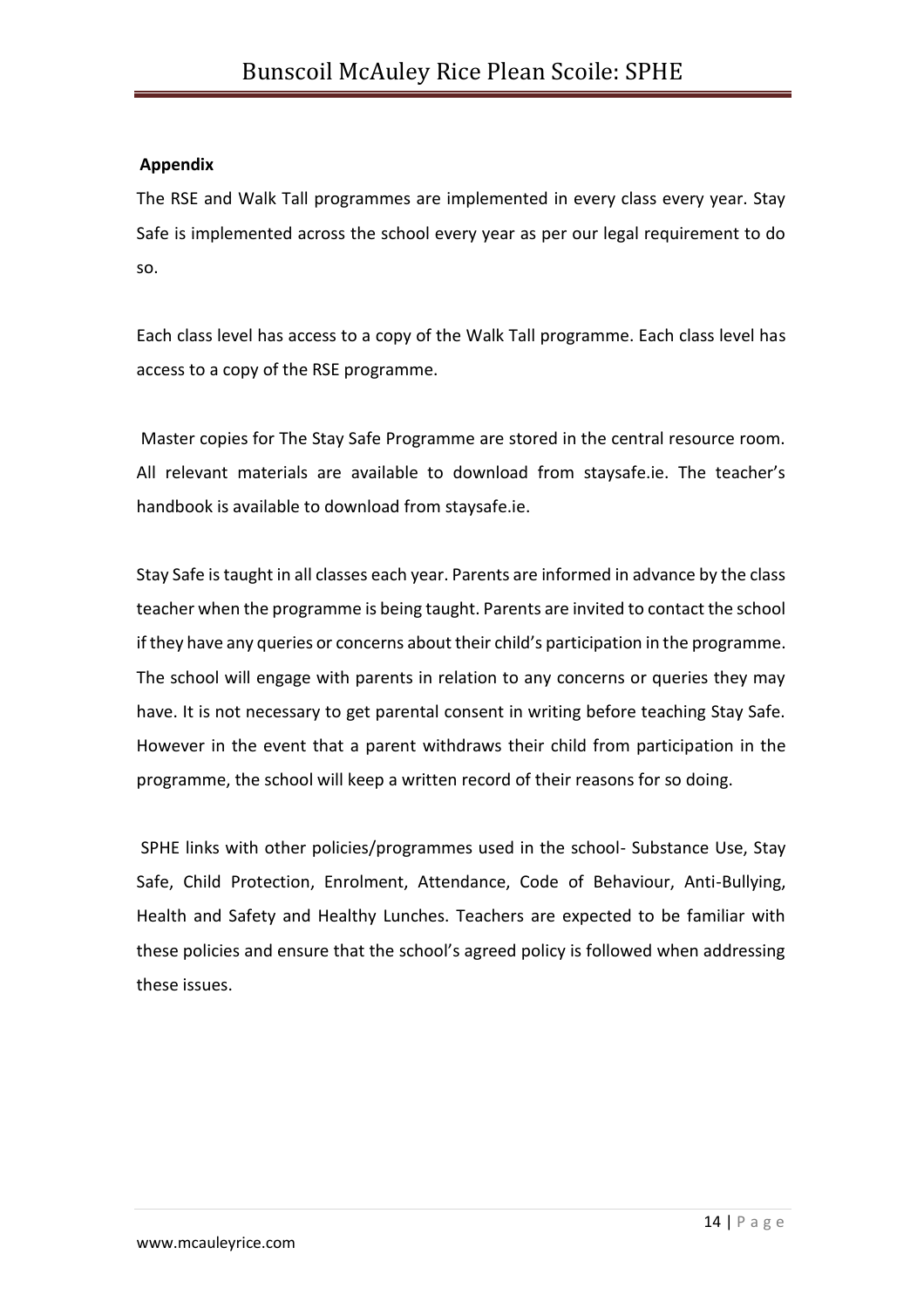**Appendix**

The RSE and Walk Tall programmes are implemented in every class every year. Stay Safe is implemented across the school every year as per our legal requirement to do so.

Each class level has access to a copy of the Walk Tall programme. Each class level has access to a copy of the RSE programme.

Master copies for The Stay Safe Programme are stored in the central resource room. All relevant materials are available to download from staysafe.ie. The teacher's handbook is available to download from staysafe.ie.

Stay Safe is taught in all classes each year. Parents are informed in advance by the class teacher when the programme is being taught. Parents are invited to contact the school if they have any queries or concerns about their child's participation in the programme. The school will engage with parents in relation to any concerns or queries they may have. It is not necessary to get parental consent in writing before teaching Stay Safe. However in the event that a parent withdraws their child from participation in the programme, the school will keep a written record of their reasons for so doing.

SPHE links with other policies/programmes used in the school- Substance Use, Stay Safe, Child Protection, Enrolment, Attendance, Code of Behaviour, Anti-Bullying, Health and Safety and Healthy Lunches. Teachers are expected to be familiar with these policies and ensure that the school's agreed policy is followed when addressing these issues.